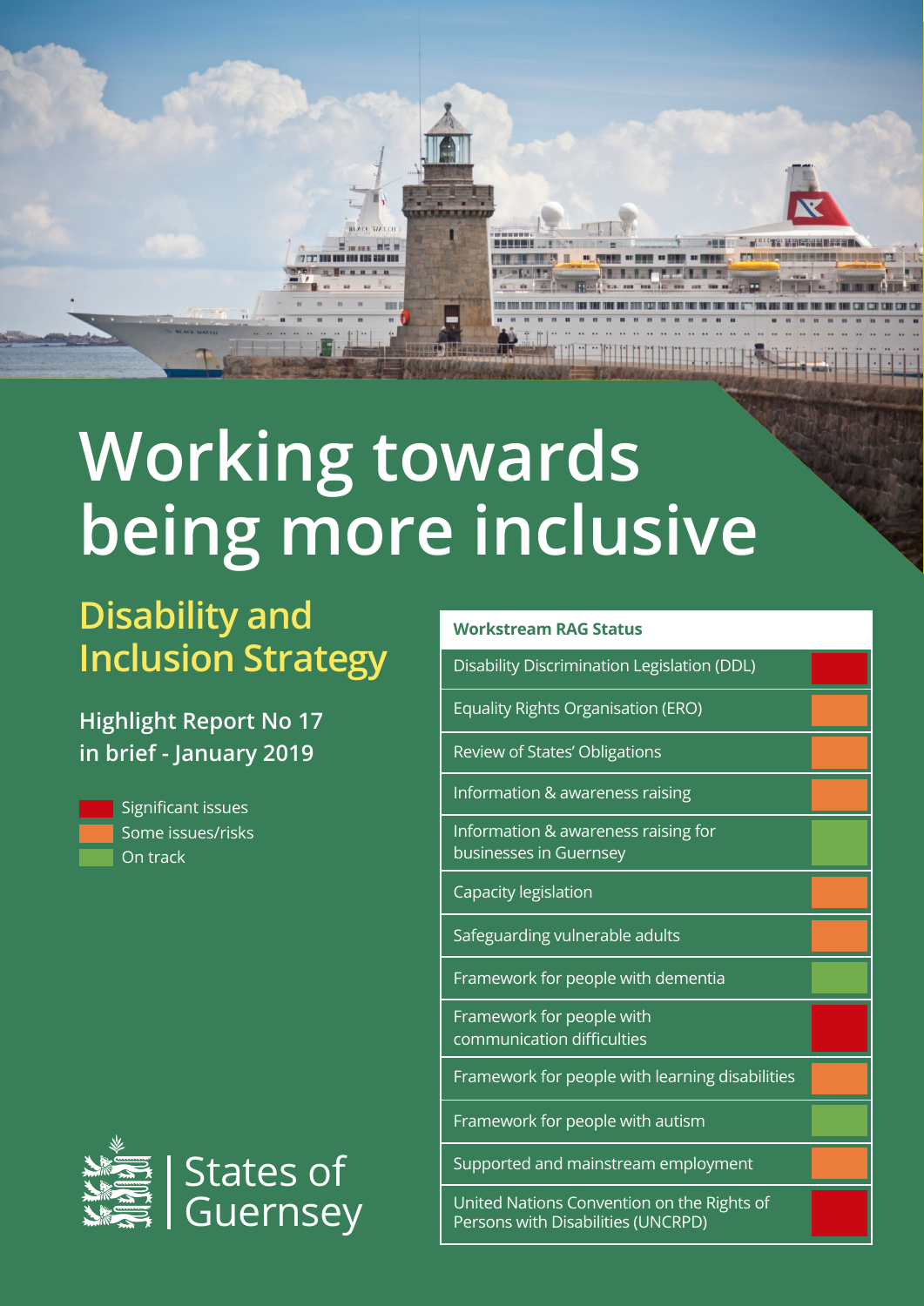# Working towards being more inclusive

## Disability and Inclusion Strategy

### Highlight Report No 17 in brief - January 2019

- Red: Significant issues
- Amber: Some issues/risks
- Green: On track

| Workstream RAG Status | |
|---|---|
| Disability Discrimination Legislation (DDL) | Red |
| Equality Rights Organisation (ERO) | Amber |
| Review of States' Obligations | Amber |
| Information & awareness raising | Amber |
| Information & awareness raising for businesses in Guernsey | Green |
| Capacity legislation | Amber |
| Safeguarding vulnerable adults | Amber |
| Framework for people with dementia | Green |
| Framework for people with communication difficulties | Red |
| Framework for people with learning disabilities | Amber |
| Framework for people with autism | Green |
| Supported and mainstream employment | Amber |
| United Nations Convention on the Rights of Persons with Disabilities (UNCRPD) | Red |

States of Guernsey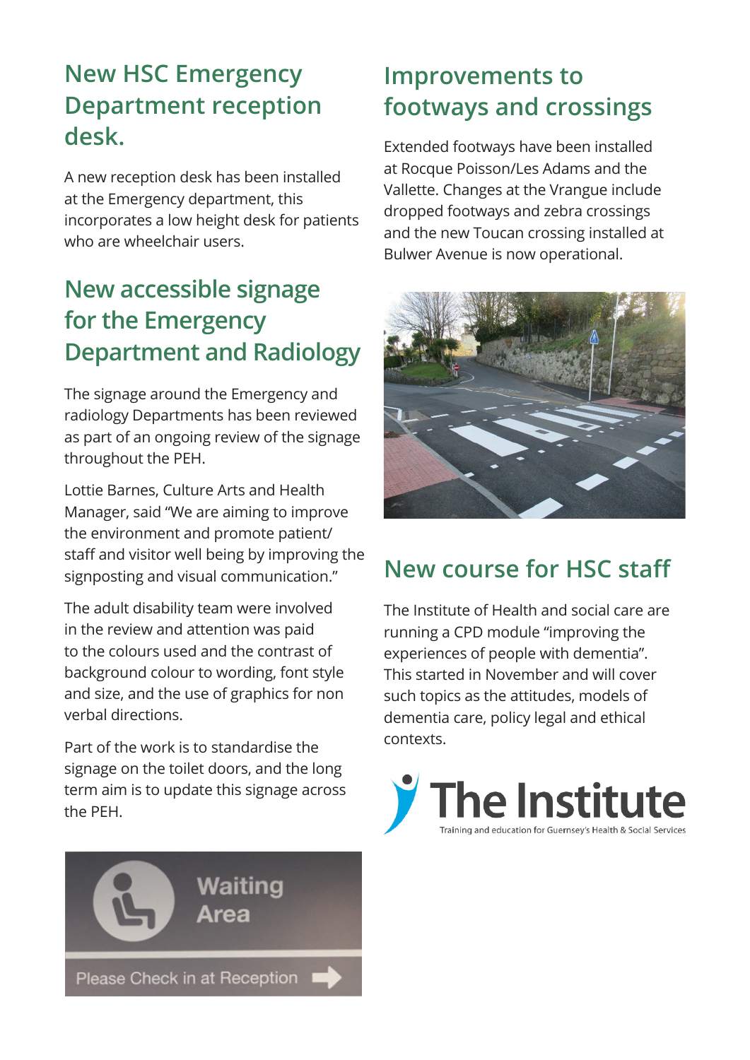## New HSC Emergency Department reception desk.

A new reception desk has been installed at the Emergency department, this incorporates a low height desk for patients who are wheelchair users.

## New accessible signage for the Emergency Department and Radiology

The signage around the Emergency and radiology Departments has been reviewed as part of an ongoing review of the signage throughout the PEH.

Lottie Barnes, Culture Arts and Health Manager, said "We are aiming to improve the environment and promote patient/ staff and visitor well being by improving the signposting and visual communication."

The adult disability team were involved in the review and attention was paid to the colours used and the contrast of background colour to wording, font style and size, and the use of graphics for non verbal directions.

Part of the work is to standardise the signage on the toilet doors, and the long term aim is to update this signage across the PEH.

## Improvements to footways and crossings

Extended footways have been installed at Rocque Poisson/Les Adams and the Vallette. Changes at the Vrangue include dropped footways and zebra crossings and the new Toucan crossing installed at Bulwer Avenue is now operational.

## New course for HSC staff

The Institute of Health and social care are running a CPD module "improving the experiences of people with dementia". This started in November and will cover such topics as the attitudes, models of dementia care, policy legal and ethical contexts.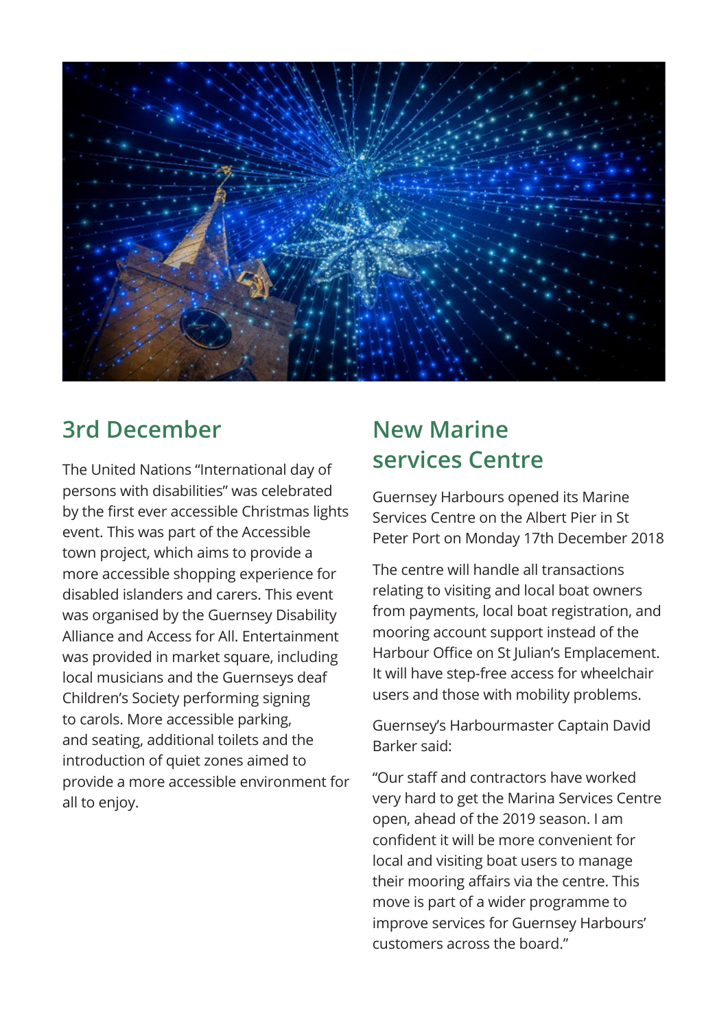## 3rd December

The United Nations “International day of persons with disabilities” was celebrated by the first ever accessible Christmas lights event. This was part of the Accessible town project, which aims to provide a more accessible shopping experience for disabled islanders and carers. This event was organised by the Guernsey Disability Alliance and Access for All. Entertainment was provided in market square, including local musicians and the Guernseys deaf Children’s Society performing signing to carols. More accessible parking, and seating, additional toilets and the introduction of quiet zones aimed to provide a more accessible environment for all to enjoy.

## New Marine services Centre

Guernsey Harbours opened its Marine Services Centre on the Albert Pier in St Peter Port on Monday 17th December 2018

The centre will handle all transactions relating to visiting and local boat owners from payments, local boat registration, and mooring account support instead of the Harbour Office on St Julian’s Emplacement. It will have step-free access for wheelchair users and those with mobility problems.

Guernsey’s Harbourmaster Captain David Barker said:

“Our staff and contractors have worked very hard to get the Marina Services Centre open, ahead of the 2019 season. I am confident it will be more convenient for local and visiting boat users to manage their mooring affairs via the centre. This move is part of a wider programme to improve services for Guernsey Harbours’ customers across the board.”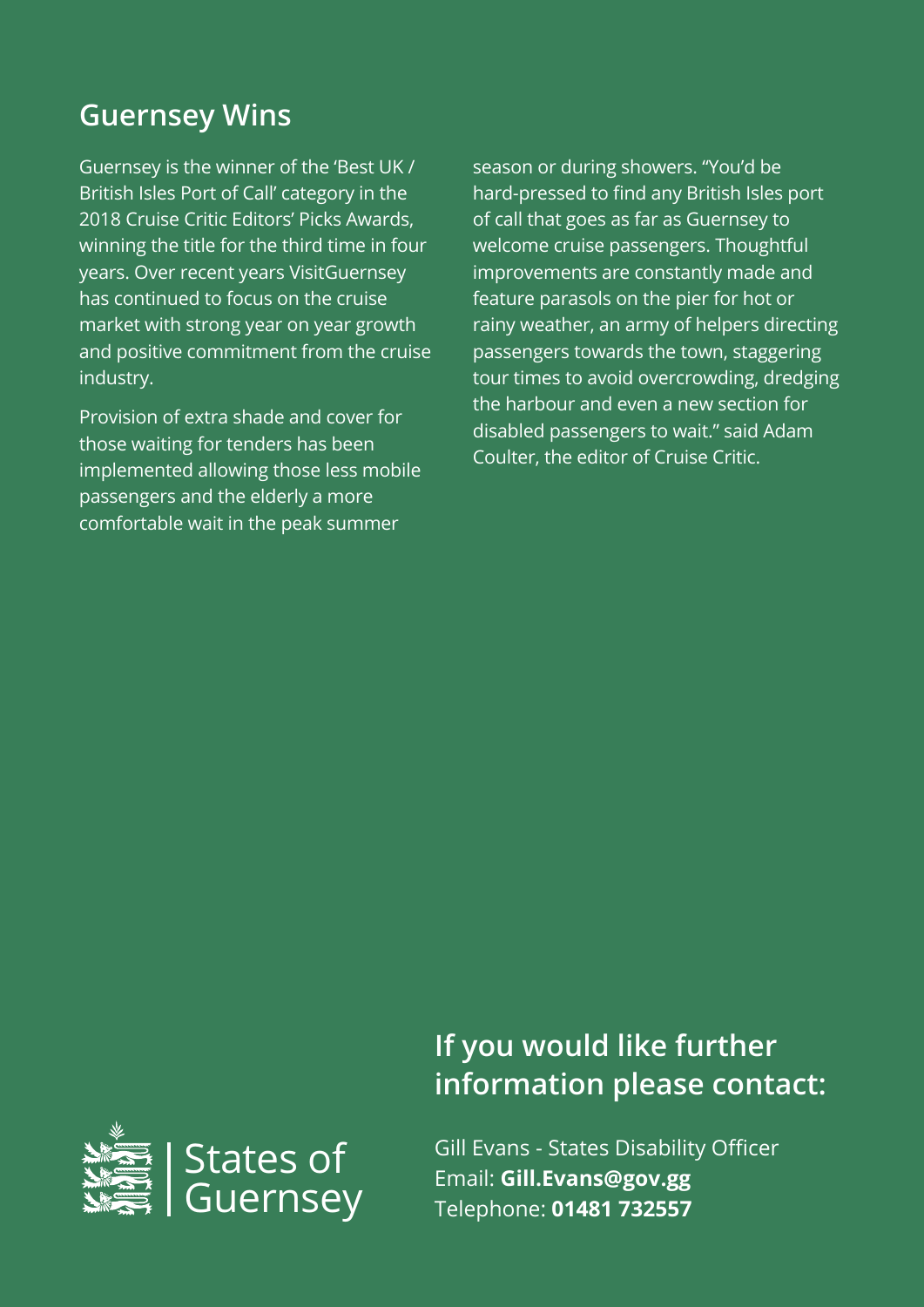## Guernsey Wins

Guernsey is the winner of the 'Best UK / British Isles Port of Call' category in the 2018 Cruise Critic Editors' Picks Awards, winning the title for the third time in four years. Over recent years VisitGuernsey has continued to focus on the cruise market with strong year on year growth and positive commitment from the cruise industry.

Provision of extra shade and cover for those waiting for tenders has been implemented allowing those less mobile passengers and the elderly a more comfortable wait in the peak summer season or during showers. "You'd be hard-pressed to find any British Isles port of call that goes as far as Guernsey to welcome cruise passengers. Thoughtful improvements are constantly made and feature parasols on the pier for hot or rainy weather, an army of helpers directing passengers towards the town, staggering tour times to avoid overcrowding, dredging the harbour and even a new section for disabled passengers to wait." said Adam Coulter, the editor of Cruise Critic.

States of Guernsey

## If you would like further information please contact:

Gill Evans - States Disability Officer
Email: **Gill.Evans@gov.gg**
Telephone: **01481 732557**